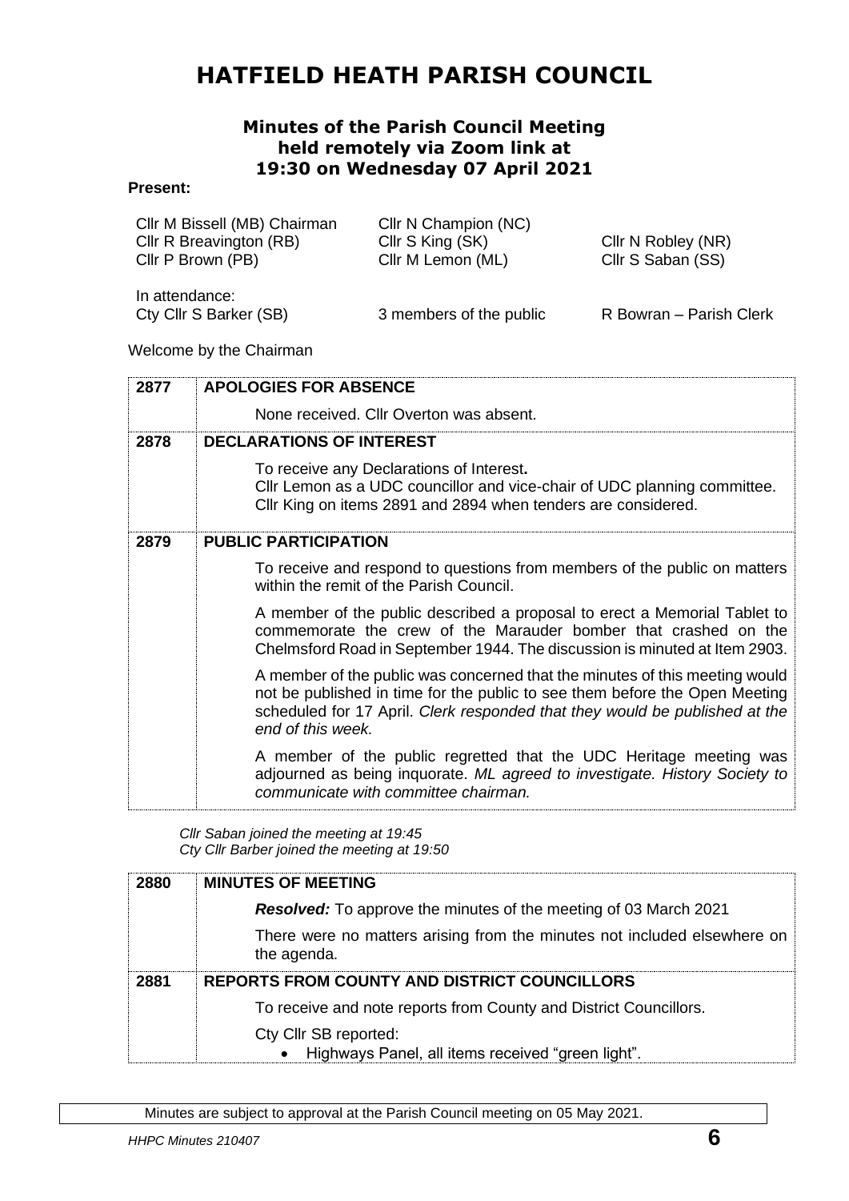# HATFIELD HEATH PARISH COUNCIL

## Minutes of the Parish Council Meeting held remotely via Zoom link at 19:30 on Wednesday 07 April 2021

**Present:**

| | | |
|---|---|---|
| Cllr M Bissell (MB) Chairman | Cllr N Champion (NC) | |
| Cllr R Breavington (RB) | Cllr S King (SK) | Cllr N Robley (NR) |
| Cllr P Brown (PB) | Cllr M Lemon (ML) | Cllr S Saban (SS) |

In attendance:

| | | |
|---|---|---|
| Cty Cllr S Barker (SB) | 3 members of the public | R Bowran – Parish Clerk |

Welcome by the Chairman

| | |
|---|---|
| **2877** | **APOLOGIES FOR ABSENCE** |
| | None received. Cllr Overton was absent. |
| **2878** | **DECLARATIONS OF INTEREST** |
| | To receive any Declarations of Interest**.** Cllr Lemon as a UDC councillor and vice-chair of UDC planning committee. Cllr King on items 2891 and 2894 when tenders are considered. |
| **2879** | **PUBLIC PARTICIPATION** |
| | To receive and respond to questions from members of the public on matters within the remit of the Parish Council. |
| | A member of the public described a proposal to erect a Memorial Tablet to commemorate the crew of the Marauder bomber that crashed on the Chelmsford Road in September 1944. The discussion is minuted at Item 2903. |
| | A member of the public was concerned that the minutes of this meeting would not be published in time for the public to see them before the Open Meeting scheduled for 17 April. *Clerk responded that they would be published at the end of this week.* |
| | A member of the public regretted that the UDC Heritage meeting was adjourned as being inquorate. *ML agreed to investigate. History Society to communicate with committee chairman.* |

*Cllr Saban joined the meeting at 19:45*
*Cty Cllr Barber joined the meeting at 19:50*

| | |
|---|---|
| **2880** | **MINUTES OF MEETING** |
| | ***Resolved:*** To approve the minutes of the meeting of 03 March 2021 |
| | There were no matters arising from the minutes not included elsewhere on the agenda. |
| **2881** | **REPORTS FROM COUNTY AND DISTRICT COUNCILLORS** |
| | To receive and note reports from County and District Councillors. |
| | Cty Cllr SB reported:<br>• Highways Panel, all items received "green light". |

Minutes are subject to approval at the Parish Council meeting on 05 May 2021.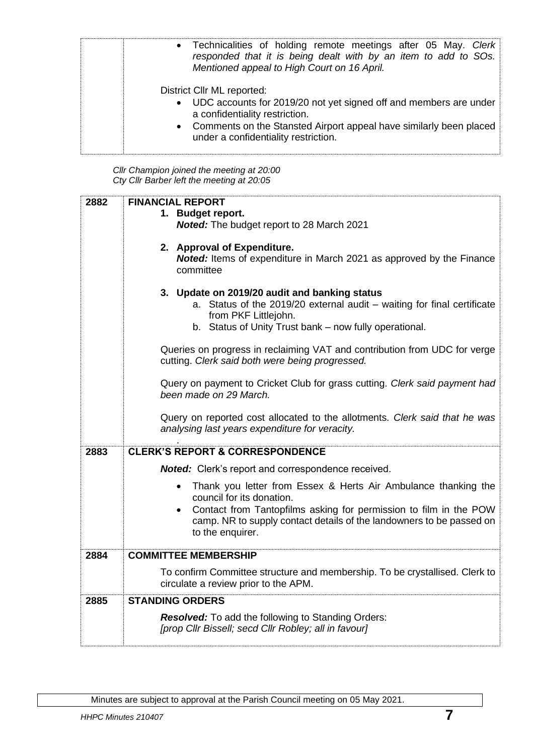| | |
|---|---|
| | • Technicalities of holding remote meetings after 05 May. *Clerk responded that it is being dealt with by an item to add to SOs. Mentioned appeal to High Court on 16 April.*<br><br>District Cllr ML reported:<br>• UDC accounts for 2019/20 not yet signed off and members are under a confidentiality restriction.<br>• Comments on the Stansted Airport appeal have similarly been placed under a confidentiality restriction. |

*Cllr Champion joined the meeting at 20:00*
*Cty Cllr Barber left the meeting at 20:05*

| | |
|---|---|
| 2882 | **FINANCIAL REPORT**<br>1. **Budget report.**<br>***Noted:*** The budget report to 28 March 2021<br><br>2. **Approval of Expenditure.**<br>***Noted:*** Items of expenditure in March 2021 as approved by the Finance committee<br><br>3. **Update on 2019/20 audit and banking status**<br>a. Status of the 2019/20 external audit – waiting for final certificate from PKF Littlejohn.<br>b. Status of Unity Trust bank – now fully operational.<br><br>Queries on progress in reclaiming VAT and contribution from UDC for verge cutting. *Clerk said both were being progressed.*<br><br>Query on payment to Cricket Club for grass cutting. *Clerk said payment had been made on 29 March.*<br><br>Query on reported cost allocated to the allotments. *Clerk said that he was analysing last years expenditure for veracity.*<br>. |
| 2883 | **CLERK'S REPORT & CORRESPONDENCE**<br><br>***Noted:*** Clerk's report and correspondence received.<br><br>• Thank you letter from Essex & Herts Air Ambulance thanking the council for its donation.<br>• Contact from Tantopfilms asking for permission to film in the POW camp. NR to supply contact details of the landowners to be passed on to the enquirer. |
| 2884 | **COMMITTEE MEMBERSHIP**<br><br>To confirm Committee structure and membership. To be crystallised. Clerk to circulate a review prior to the APM. |
| 2885 | **STANDING ORDERS**<br><br>***Resolved:*** To add the following to Standing Orders:<br>*[prop Cllr Bissell; secd Cllr Robley; all in favour]* |

Minutes are subject to approval at the Parish Council meeting on 05 May 2021.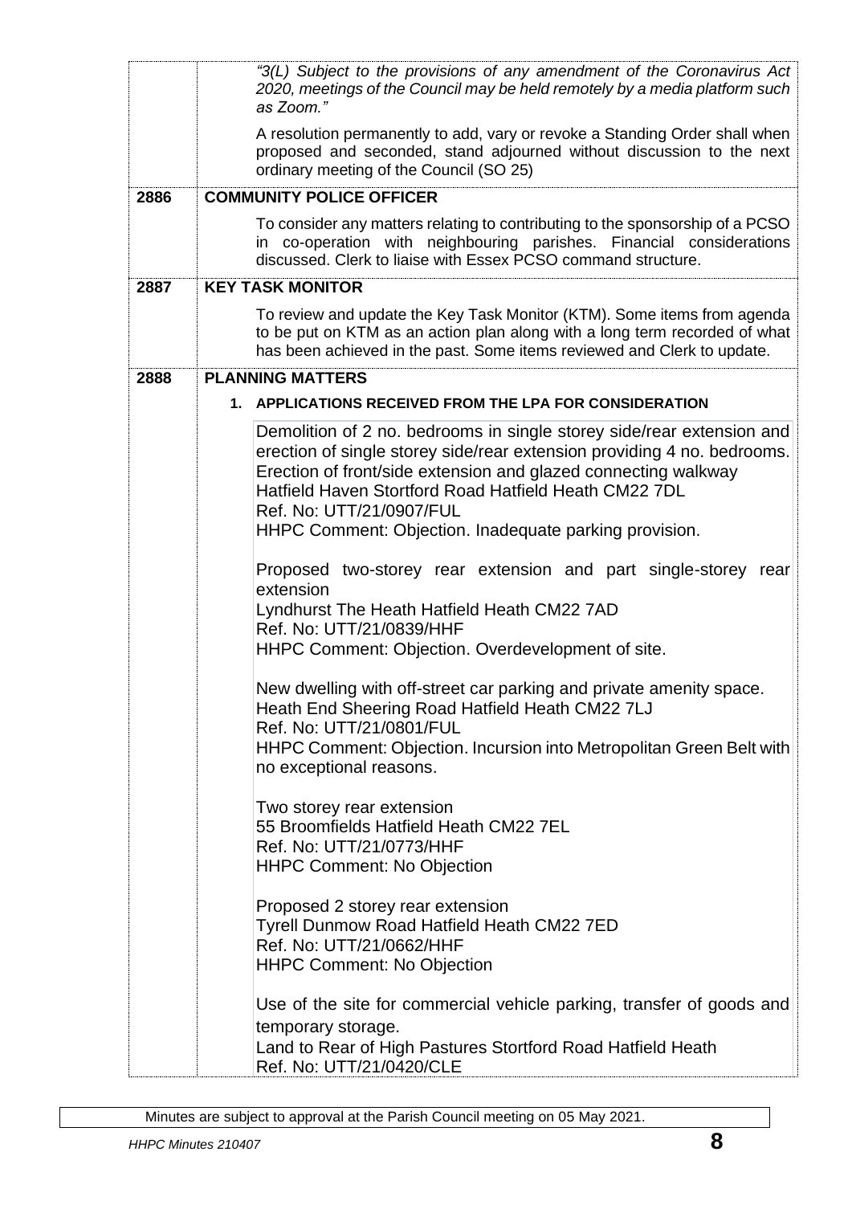*"3(L) Subject to the provisions of any amendment of the Coronavirus Act 2020, meetings of the Council may be held remotely by a media platform such as Zoom."*

A resolution permanently to add, vary or revoke a Standing Order shall when proposed and seconded, stand adjourned without discussion to the next ordinary meeting of the Council (SO 25)

## 2886 COMMUNITY POLICE OFFICER

To consider any matters relating to contributing to the sponsorship of a PCSO in co-operation with neighbouring parishes. Financial considerations discussed. Clerk to liaise with Essex PCSO command structure.

## 2887 KEY TASK MONITOR

To review and update the Key Task Monitor (KTM). Some items from agenda to be put on KTM as an action plan along with a long term recorded of what has been achieved in the past. Some items reviewed and Clerk to update.

## 2888 PLANNING MATTERS

**1. APPLICATIONS RECEIVED FROM THE LPA FOR CONSIDERATION**

Demolition of 2 no. bedrooms in single storey side/rear extension and erection of single storey side/rear extension providing 4 no. bedrooms. Erection of front/side extension and glazed connecting walkway
Hatfield Haven Stortford Road Hatfield Heath CM22 7DL
Ref. No: UTT/21/0907/FUL
HHPC Comment: Objection. Inadequate parking provision.

Proposed two-storey rear extension and part single-storey rear extension
Lyndhurst The Heath Hatfield Heath CM22 7AD
Ref. No: UTT/21/0839/HHF
HHPC Comment: Objection. Overdevelopment of site.

New dwelling with off-street car parking and private amenity space.
Heath End Sheering Road Hatfield Heath CM22 7LJ
Ref. No: UTT/21/0801/FUL
HHPC Comment: Objection. Incursion into Metropolitan Green Belt with no exceptional reasons.

Two storey rear extension
55 Broomfields Hatfield Heath CM22 7EL
Ref. No: UTT/21/0773/HHF
HHPC Comment: No Objection

Proposed 2 storey rear extension
Tyrell Dunmow Road Hatfield Heath CM22 7ED
Ref. No: UTT/21/0662/HHF
HHPC Comment: No Objection

Use of the site for commercial vehicle parking, transfer of goods and temporary storage.
Land to Rear of High Pastures Stortford Road Hatfield Heath
Ref. No: UTT/21/0420/CLE

Minutes are subject to approval at the Parish Council meeting on 05 May 2021.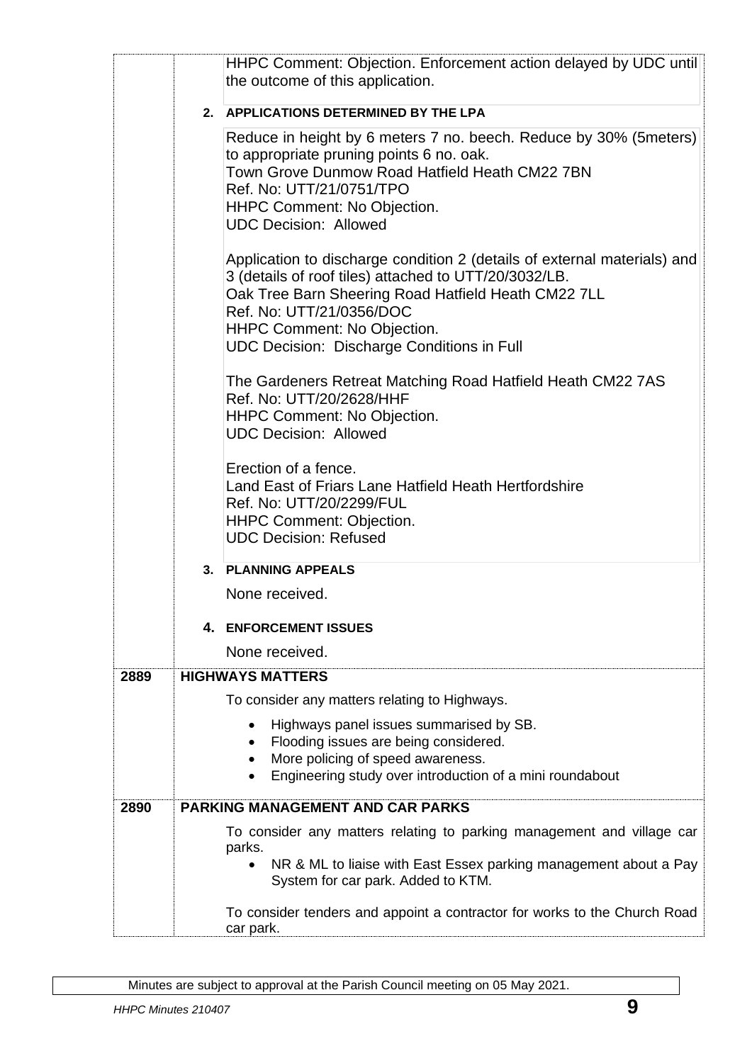| | |
|---|---|
| | HHPC Comment: Objection. Enforcement action delayed by UDC until the outcome of this application. |
| | **2. APPLICATIONS DETERMINED BY THE LPA** |
| | Reduce in height by 6 meters 7 no. beech. Reduce by 30% (5meters) to appropriate pruning points 6 no. oak.<br>Town Grove Dunmow Road Hatfield Heath CM22 7BN<br>Ref. No: UTT/21/0751/TPO<br>HHPC Comment: No Objection.<br>UDC Decision: Allowed<br><br>Application to discharge condition 2 (details of external materials) and 3 (details of roof tiles) attached to UTT/20/3032/LB.<br>Oak Tree Barn Sheering Road Hatfield Heath CM22 7LL<br>Ref. No: UTT/21/0356/DOC<br>HHPC Comment: No Objection.<br>UDC Decision: Discharge Conditions in Full<br><br>The Gardeners Retreat Matching Road Hatfield Heath CM22 7AS<br>Ref. No: UTT/20/2628/HHF<br>HHPC Comment: No Objection.<br>UDC Decision: Allowed<br><br>Erection of a fence.<br>Land East of Friars Lane Hatfield Heath Hertfordshire<br>Ref. No: UTT/20/2299/FUL<br>HHPC Comment: Objection.<br>UDC Decision: Refused |
| | **3. PLANNING APPEALS** |
| | None received. |
| | **4. ENFORCEMENT ISSUES** |
| | None received. |
| **2889** | **HIGHWAYS MATTERS** |
| | To consider any matters relating to Highways.<br>• Highways panel issues summarised by SB.<br>• Flooding issues are being considered.<br>• More policing of speed awareness.<br>• Engineering study over introduction of a mini roundabout |
| **2890** | **PARKING MANAGEMENT AND CAR PARKS** |
| | To consider any matters relating to parking management and village car parks.<br>• NR & ML to liaise with East Essex parking management about a Pay System for car park. Added to KTM.<br><br>To consider tenders and appoint a contractor for works to the Church Road car park. |

Minutes are subject to approval at the Parish Council meeting on 05 May 2021.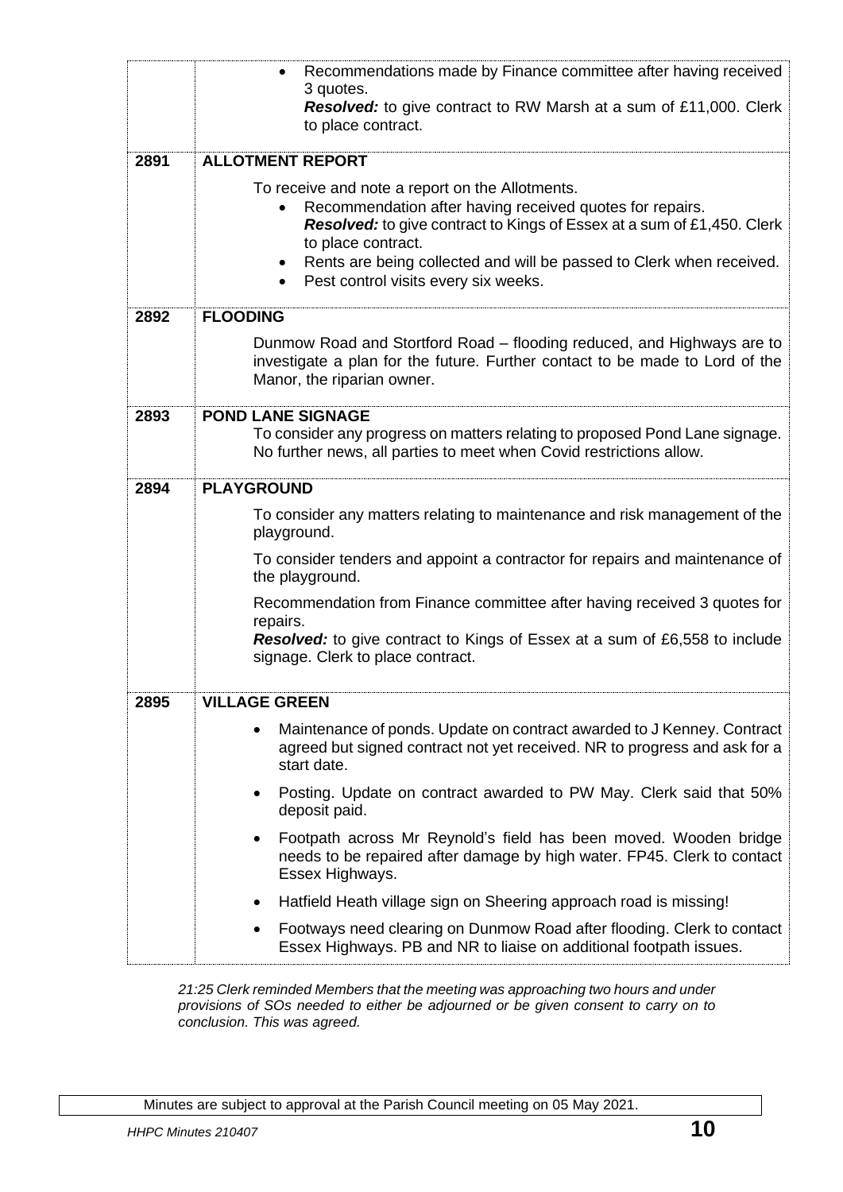| | |
|---|---|
| | • Recommendations made by Finance committee after having received 3 quotes.<br>***Resolved:*** to give contract to RW Marsh at a sum of £11,000. Clerk to place contract. |
| **2891** | **ALLOTMENT REPORT**<br>To receive and note a report on the Allotments.<br>• Recommendation after having received quotes for repairs.<br>***Resolved:*** to give contract to Kings of Essex at a sum of £1,450. Clerk to place contract.<br>• Rents are being collected and will be passed to Clerk when received.<br>• Pest control visits every six weeks. |
| **2892** | **FLOODING**<br>Dunmow Road and Stortford Road – flooding reduced, and Highways are to investigate a plan for the future. Further contact to be made to Lord of the Manor, the riparian owner. |
| **2893** | **POND LANE SIGNAGE**<br>To consider any progress on matters relating to proposed Pond Lane signage. No further news, all parties to meet when Covid restrictions allow. |
| **2894** | **PLAYGROUND**<br>To consider any matters relating to maintenance and risk management of the playground.<br>To consider tenders and appoint a contractor for repairs and maintenance of the playground.<br>Recommendation from Finance committee after having received 3 quotes for repairs.<br>***Resolved:*** to give contract to Kings of Essex at a sum of £6,558 to include signage. Clerk to place contract. |
| **2895** | **VILLAGE GREEN**<br>• Maintenance of ponds. Update on contract awarded to J Kenney. Contract agreed but signed contract not yet received. NR to progress and ask for a start date.<br>• Posting. Update on contract awarded to PW May. Clerk said that 50% deposit paid.<br>• Footpath across Mr Reynold's field has been moved. Wooden bridge needs to be repaired after damage by high water. FP45. Clerk to contact Essex Highways.<br>• Hatfield Heath village sign on Sheering approach road is missing!<br>• Footways need clearing on Dunmow Road after flooding. Clerk to contact Essex Highways. PB and NR to liaise on additional footpath issues. |

*21:25 Clerk reminded Members that the meeting was approaching two hours and under provisions of SOs needed to either be adjourned or be given consent to carry on to conclusion. This was agreed.*

Minutes are subject to approval at the Parish Council meeting on 05 May 2021.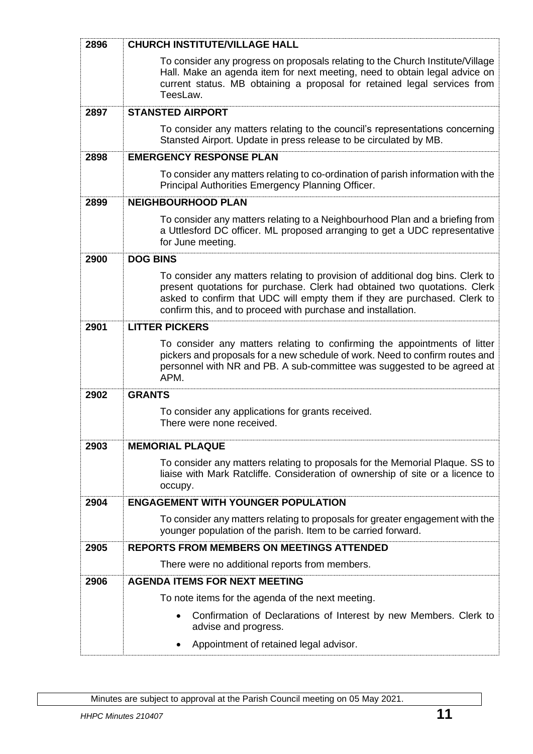| | |
|---|---|
| **2896** | **CHURCH INSTITUTE/VILLAGE HALL** |
| | To consider any progress on proposals relating to the Church Institute/Village Hall. Make an agenda item for next meeting, need to obtain legal advice on current status. MB obtaining a proposal for retained legal services from TeesLaw. |
| **2897** | **STANSTED AIRPORT** |
| | To consider any matters relating to the council's representations concerning Stansted Airport. Update in press release to be circulated by MB. |
| **2898** | **EMERGENCY RESPONSE PLAN** |
| | To consider any matters relating to co-ordination of parish information with the Principal Authorities Emergency Planning Officer. |
| **2899** | **NEIGHBOURHOOD PLAN** |
| | To consider any matters relating to a Neighbourhood Plan and a briefing from a Uttlesford DC officer. ML proposed arranging to get a UDC representative for June meeting. |
| **2900** | **DOG BINS** |
| | To consider any matters relating to provision of additional dog bins. Clerk to present quotations for purchase. Clerk had obtained two quotations. Clerk asked to confirm that UDC will empty them if they are purchased. Clerk to confirm this, and to proceed with purchase and installation. |
| **2901** | **LITTER PICKERS** |
| | To consider any matters relating to confirming the appointments of litter pickers and proposals for a new schedule of work. Need to confirm routes and personnel with NR and PB. A sub-committee was suggested to be agreed at APM. |
| **2902** | **GRANTS** |
| | To consider any applications for grants received.<br>There were none received. |
| **2903** | **MEMORIAL PLAQUE** |
| | To consider any matters relating to proposals for the Memorial Plaque. SS to liaise with Mark Ratcliffe. Consideration of ownership of site or a licence to occupy. |
| **2904** | **ENGAGEMENT WITH YOUNGER POPULATION** |
| | To consider any matters relating to proposals for greater engagement with the younger population of the parish. Item to be carried forward. |
| **2905** | **REPORTS FROM MEMBERS ON MEETINGS ATTENDED** |
| | There were no additional reports from members. |
| **2906** | **AGENDA ITEMS FOR NEXT MEETING** |
| | To note items for the agenda of the next meeting. |
| | • Confirmation of Declarations of Interest by new Members. Clerk to advise and progress. |
| | • Appointment of retained legal advisor. |

Minutes are subject to approval at the Parish Council meeting on 05 May 2021.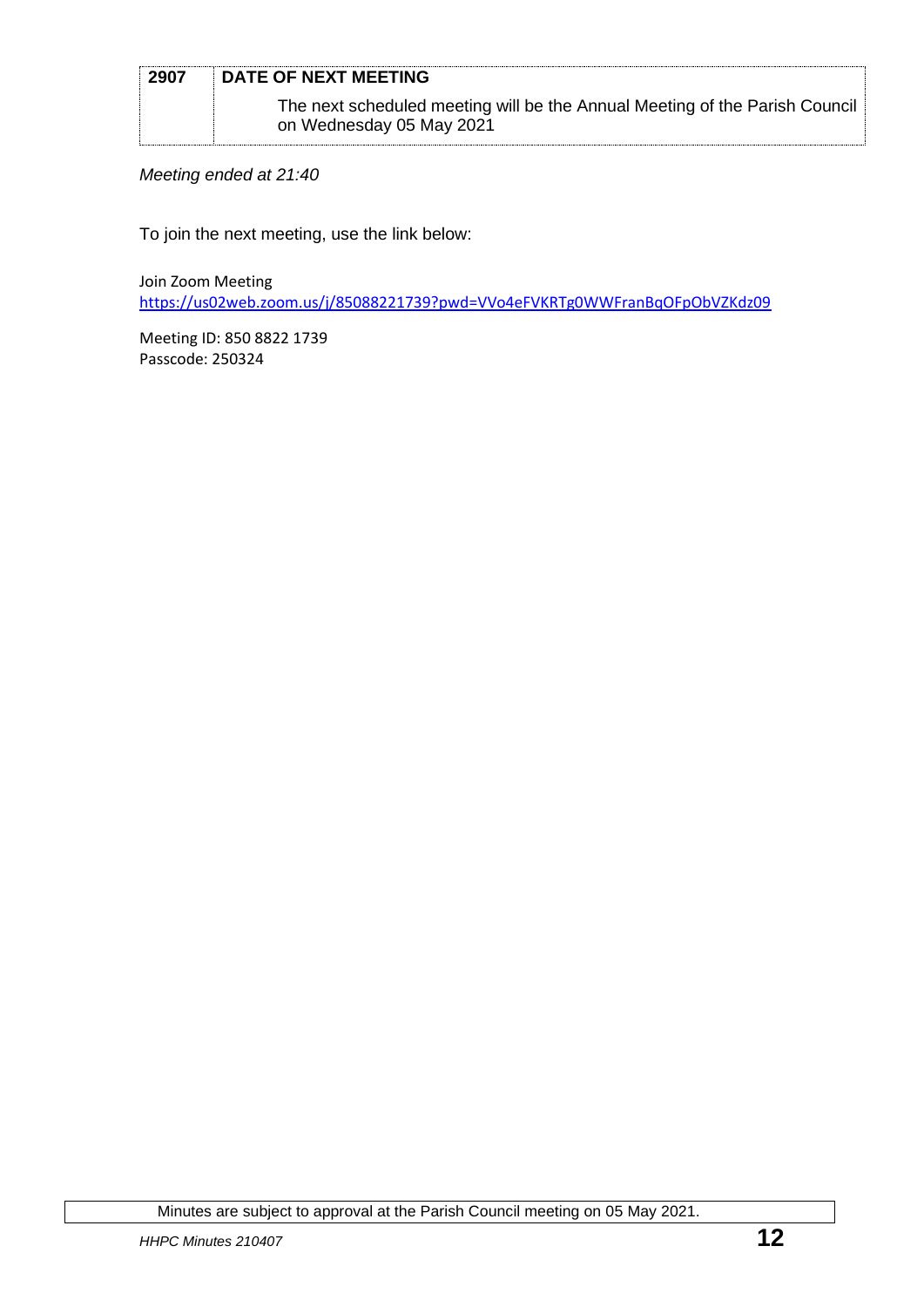| 2907 | DATE OF NEXT MEETING |
| --- | --- |
| | The next scheduled meeting will be the Annual Meeting of the Parish Council on Wednesday 05 May 2021 |

*Meeting ended at 21:40*

To join the next meeting, use the link below:

Join Zoom Meeting
https://us02web.zoom.us/j/85088221739?pwd=VVo4eFVKRTg0WWFranBqOFpObVZKdz09

Meeting ID: 850 8822 1739
Passcode: 250324

Minutes are subject to approval at the Parish Council meeting on 05 May 2021.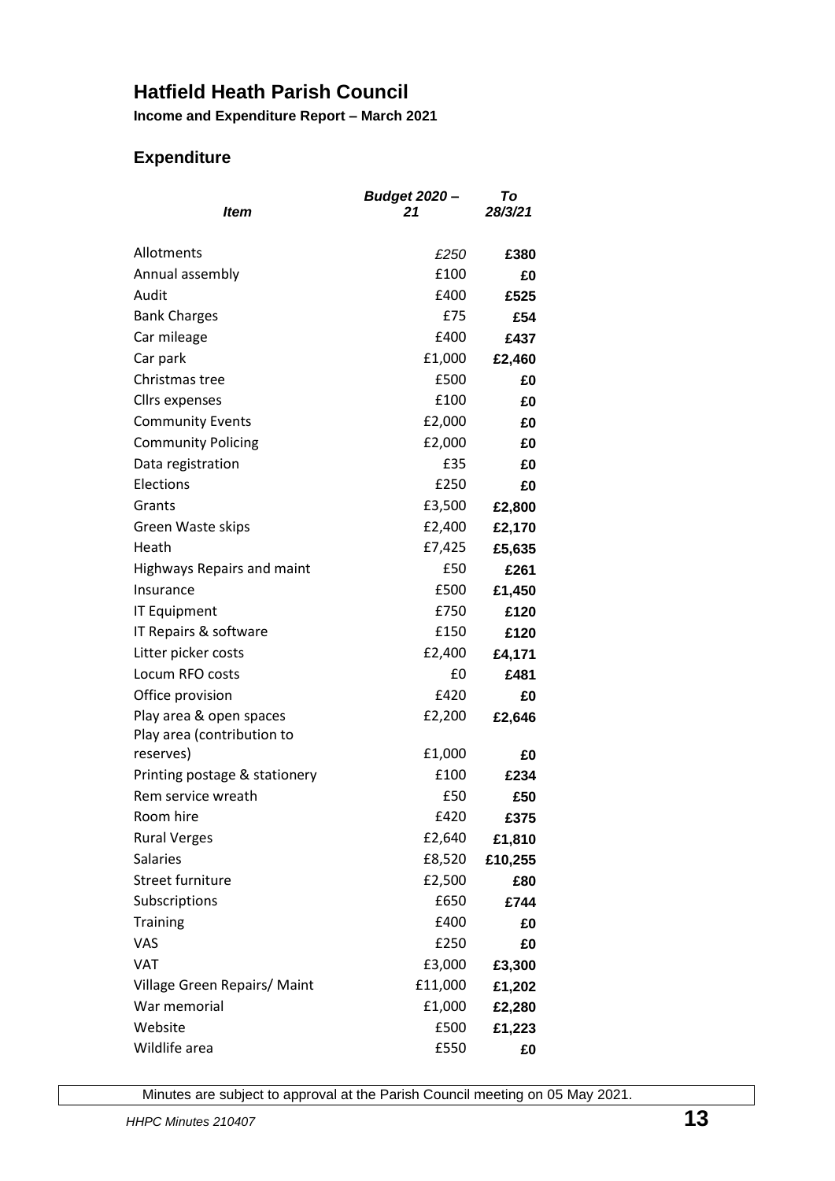# Hatfield Heath Parish Council

**Income and Expenditure Report – March 2021**

## Expenditure

| *Item* | *Budget 2020 – 21* | *To 28/3/21* |
|---|---|---|
| Allotments | *£250* | **£380** |
| Annual assembly | £100 | **£0** |
| Audit | £400 | **£525** |
| Bank Charges | £75 | **£54** |
| Car mileage | £400 | **£437** |
| Car park | £1,000 | **£2,460** |
| Christmas tree | £500 | **£0** |
| Cllrs expenses | £100 | **£0** |
| Community Events | £2,000 | **£0** |
| Community Policing | £2,000 | **£0** |
| Data registration | £35 | **£0** |
| Elections | £250 | **£0** |
| Grants | £3,500 | **£2,800** |
| Green Waste skips | £2,400 | **£2,170** |
| Heath | £7,425 | **£5,635** |
| Highways Repairs and maint | £50 | **£261** |
| Insurance | £500 | **£1,450** |
| IT Equipment | £750 | **£120** |
| IT Repairs & software | £150 | **£120** |
| Litter picker costs | £2,400 | **£4,171** |
| Locum RFO costs | £0 | **£481** |
| Office provision | £420 | **£0** |
| Play area & open spaces | £2,200 | **£2,646** |
| Play area (contribution to reserves) | £1,000 | **£0** |
| Printing postage & stationery | £100 | **£234** |
| Rem service wreath | £50 | **£50** |
| Room hire | £420 | **£375** |
| Rural Verges | £2,640 | **£1,810** |
| Salaries | £8,520 | **£10,255** |
| Street furniture | £2,500 | **£80** |
| Subscriptions | £650 | **£744** |
| Training | £400 | **£0** |
| VAS | £250 | **£0** |
| VAT | £3,000 | **£3,300** |
| Village Green Repairs/ Maint | £11,000 | **£1,202** |
| War memorial | £1,000 | **£2,280** |
| Website | £500 | **£1,223** |
| Wildlife area | £550 | **£0** |

Minutes are subject to approval at the Parish Council meeting on 05 May 2021.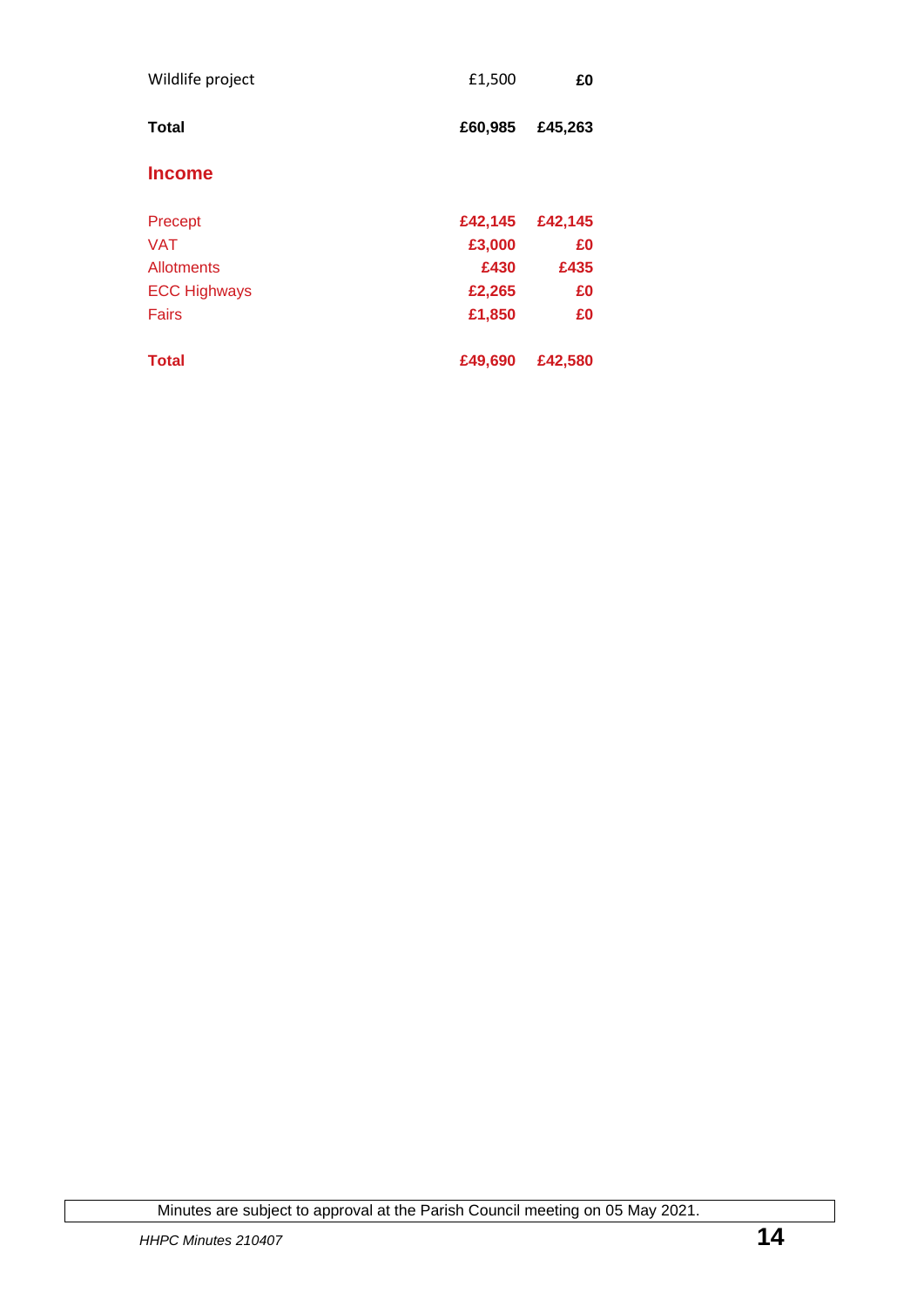| | | |
|---|---|---|
| Wildlife project | £1,500 | **£0** |
| **Total** | **£60,985** | **£45,263** |

## Income

| | | |
|---|---|---|
| Precept | **£42,145** | **£42,145** |
| VAT | **£3,000** | **£0** |
| Allotments | **£430** | **£435** |
| ECC Highways | **£2,265** | **£0** |
| Fairs | **£1,850** | **£0** |
| **Total** | **£49,690** | **£42,580** |

Minutes are subject to approval at the Parish Council meeting on 05 May 2021.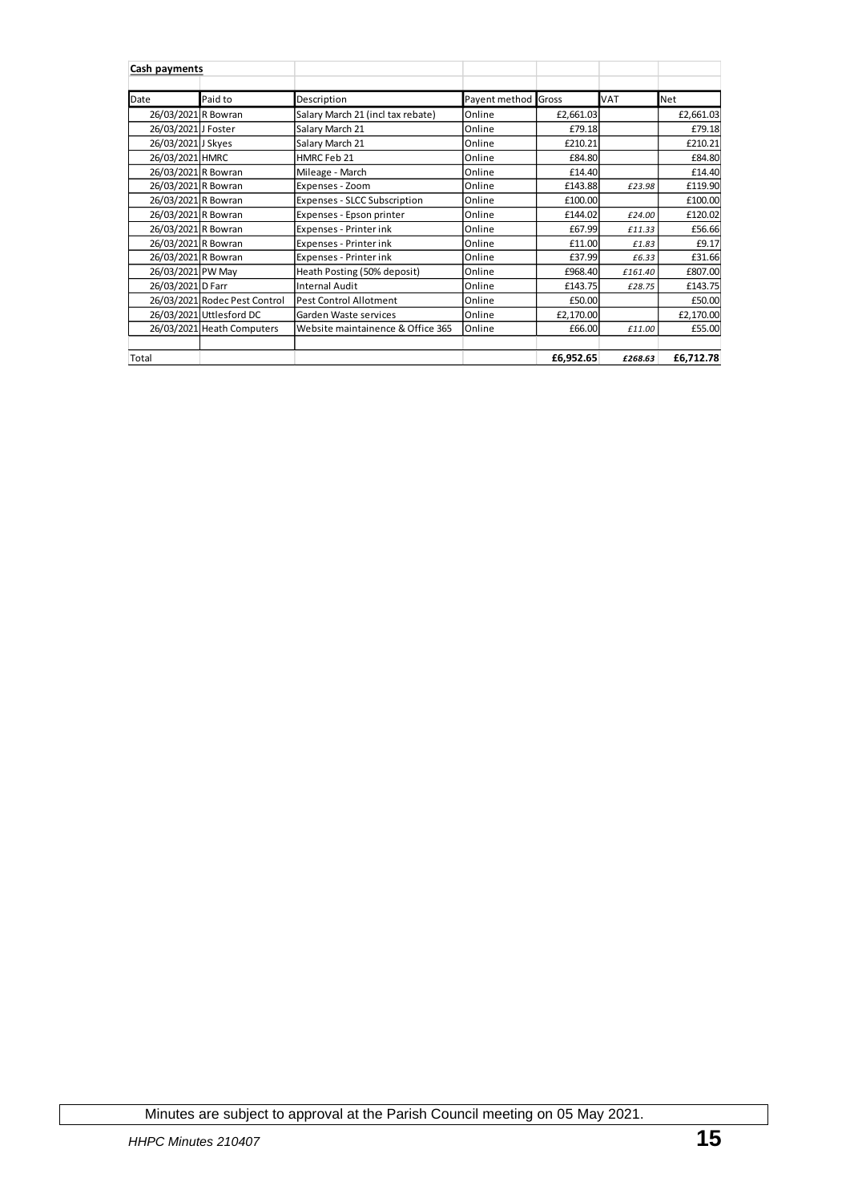**Cash payments**

| Date | Paid to | Description | Payent method | Gross | VAT | Net |
|---|---|---|---|---|---|---|
| 26/03/2021 | R Bowran | Salary March 21 (incl tax rebate) | Online | £2,661.03 | | £2,661.03 |
| 26/03/2021 | J Foster | Salary March 21 | Online | £79.18 | | £79.18 |
| 26/03/2021 | J Skyes | Salary March 21 | Online | £210.21 | | £210.21 |
| 26/03/2021 | HMRC | HMRC Feb 21 | Online | £84.80 | | £84.80 |
| 26/03/2021 | R Bowran | Mileage - March | Online | £14.40 | | £14.40 |
| 26/03/2021 | R Bowran | Expenses - Zoom | Online | £143.88 | *£23.98* | £119.90 |
| 26/03/2021 | R Bowran | Expenses - SLCC Subscription | Online | £100.00 | | £100.00 |
| 26/03/2021 | R Bowran | Expenses - Epson printer | Online | £144.02 | *£24.00* | £120.02 |
| 26/03/2021 | R Bowran | Expenses - Printer ink | Online | £67.99 | *£11.33* | £56.66 |
| 26/03/2021 | R Bowran | Expenses - Printer ink | Online | £11.00 | *£1.83* | £9.17 |
| 26/03/2021 | R Bowran | Expenses - Printer ink | Online | £37.99 | *£6.33* | £31.66 |
| 26/03/2021 | PW May | Heath Posting (50% deposit) | Online | £968.40 | *£161.40* | £807.00 |
| 26/03/2021 | D Farr | Internal Audit | Online | £143.75 | *£28.75* | £143.75 |
| 26/03/2021 | Rodec Pest Control | Pest Control Allotment | Online | £50.00 | | £50.00 |
| 26/03/2021 | Uttlesford DC | Garden Waste services | Online | £2,170.00 | | £2,170.00 |
| 26/03/2021 | Heath Computers | Website maintainence & Office 365 | Online | £66.00 | *£11.00* | £55.00 |
| | | | | | | |
| Total | | | | **£6,952.65** | ***£268.63*** | **£6,712.78** |

Minutes are subject to approval at the Parish Council meeting on 05 May 2021.